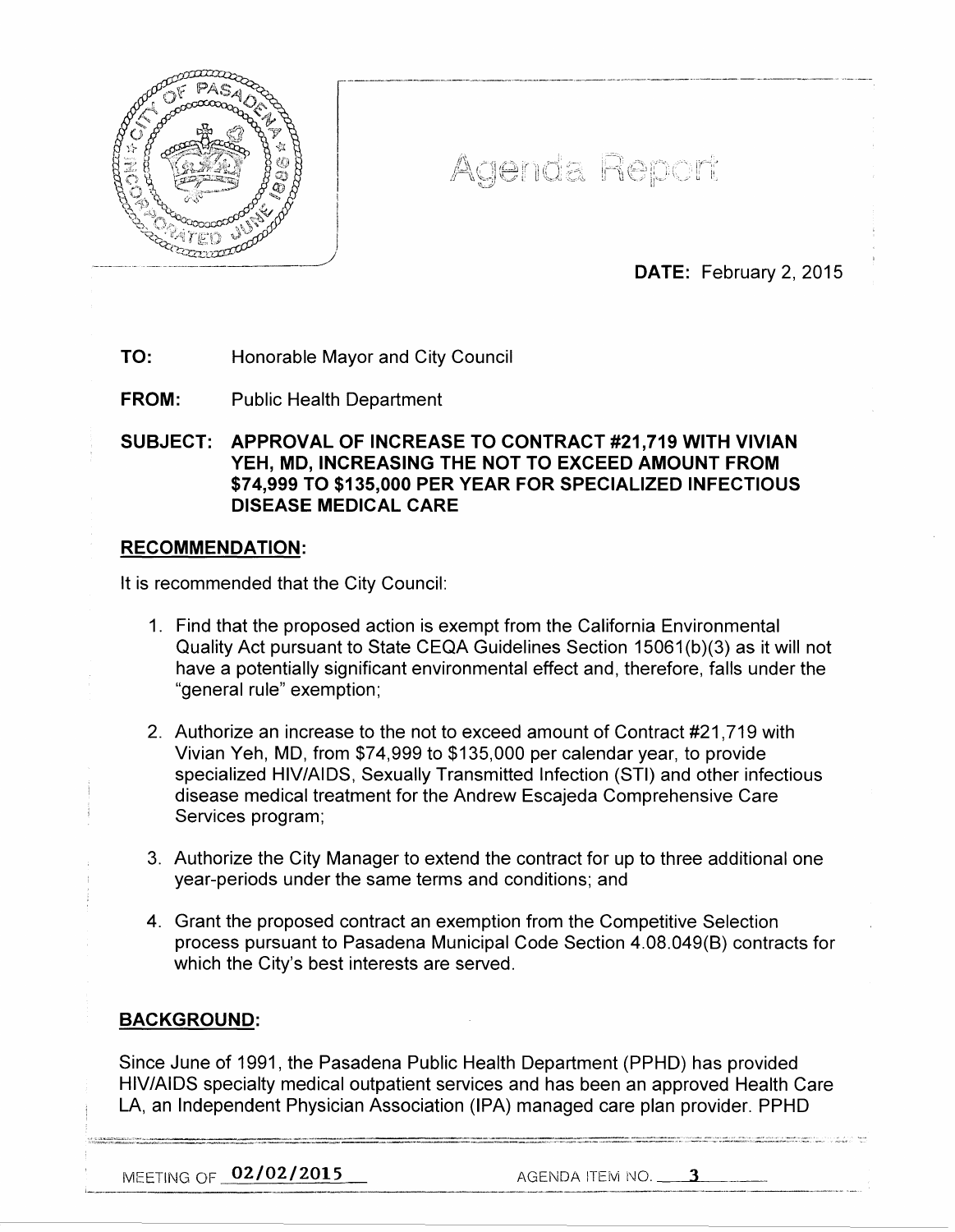# Agenda Report

**DATE:** February 2, 2015

**TO:** Honorable Mayor and City Council

**FROM:** Public Health Department

**SUBJECT: APPROVAL OF INCREASE TO CONTRACT #21,719 WITH VIVIAN YEH, MD, INCREASING THE NOT TO EXCEED AMOUNT FROM $74,999 TO $135,000 PER YEAR FOR SPECIALIZED INFECTIOUS DISEASE MEDICAL CARE**

## RECOMMENDATION:

It is recommended that the City Council:

1. Find that the proposed action is exempt from the California Environmental Quality Act pursuant to State CEQA Guidelines Section 15061(b)(3) as it will not have a potentially significant environmental effect and, therefore, falls under the "general rule" exemption;

2. Authorize an increase to the not to exceed amount of Contract #21,719 with Vivian Yeh, MD, from $74,999 to $135,000 per calendar year, to provide specialized HIV/AIDS, Sexually Transmitted Infection (STI) and other infectious disease medical treatment for the Andrew Escajeda Comprehensive Care Services program;

3. Authorize the City Manager to extend the contract for up to three additional one year-periods under the same terms and conditions; and

4. Grant the proposed contract an exemption from the Competitive Selection process pursuant to Pasadena Municipal Code Section 4.08.049(B) contracts for which the City's best interests are served.

## BACKGROUND:

Since June of 1991, the Pasadena Public Health Department (PPHD) has provided HIV/AIDS specialty medical outpatient services and has been an approved Health Care LA, an Independent Physician Association (IPA) managed care plan provider. PPHD

MEETING OF 02/02/2015 AGENDA ITEM NO. 3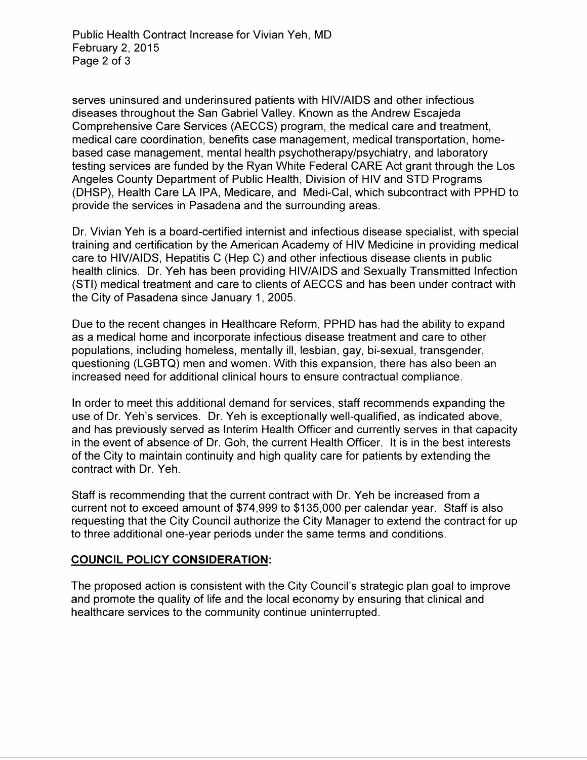serves uninsured and underinsured patients with HIV/AIDS and other infectious diseases throughout the San Gabriel Valley. Known as the Andrew Escajeda Comprehensive Care Services (AECCS) program, the medical care and treatment, medical care coordination, benefits case management, medical transportation, home-based case management, mental health psychotherapy/psychiatry, and laboratory testing services are funded by the Ryan White Federal CARE Act grant through the Los Angeles County Department of Public Health, Division of HIV and STD Programs (DHSP), Health Care LA IPA, Medicare, and Medi-Cal, which subcontract with PPHD to provide the services in Pasadena and the surrounding areas.

Dr. Vivian Yeh is a board-certified internist and infectious disease specialist, with special training and certification by the American Academy of HIV Medicine in providing medical care to HIV/AIDS, Hepatitis C (Hep C) and other infectious disease clients in public health clinics. Dr. Yeh has been providing HIV/AIDS and Sexually Transmitted Infection (STI) medical treatment and care to clients of AECCS and has been under contract with the City of Pasadena since January 1, 2005.

Due to the recent changes in Healthcare Reform, PPHD has had the ability to expand as a medical home and incorporate infectious disease treatment and care to other populations, including homeless, mentally ill, lesbian, gay, bi-sexual, transgender, questioning (LGBTQ) men and women. With this expansion, there has also been an increased need for additional clinical hours to ensure contractual compliance.

In order to meet this additional demand for services, staff recommends expanding the use of Dr. Yeh's services. Dr. Yeh is exceptionally well-qualified, as indicated above, and has previously served as Interim Health Officer and currently serves in that capacity in the event of absence of Dr. Goh, the current Health Officer. It is in the best interests of the City to maintain continuity and high quality care for patients by extending the contract with Dr. Yeh.

Staff is recommending that the current contract with Dr. Yeh be increased from a current not to exceed amount of $74,999 to $135,000 per calendar year. Staff is also requesting that the City Council authorize the City Manager to extend the contract for up to three additional one-year periods under the same terms and conditions.

## **COUNCIL POLICY CONSIDERATION:**

The proposed action is consistent with the City Council's strategic plan goal to improve and promote the quality of life and the local economy by ensuring that clinical and healthcare services to the community continue uninterrupted.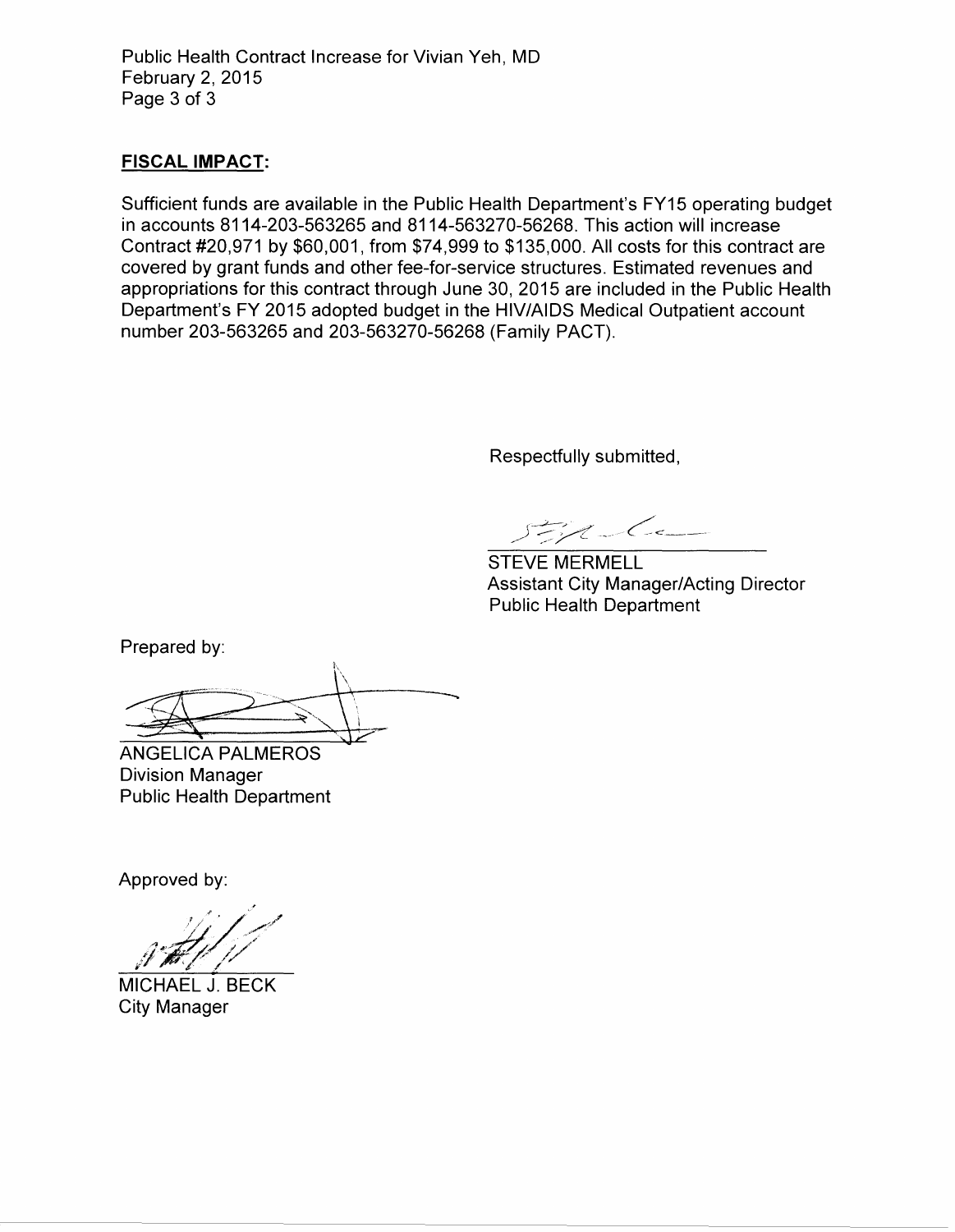## FISCAL IMPACT:

Sufficient funds are available in the Public Health Department's FY15 operating budget in accounts 8114-203-563265 and 8114-563270-56268. This action will increase Contract #20,971 by $60,001, from $74,999 to $135,000. All costs for this contract are covered by grant funds and other fee-for-service structures. Estimated revenues and appropriations for this contract through June 30, 2015 are included in the Public Health Department's FY 2015 adopted budget in the HIV/AIDS Medical Outpatient account number 203-563265 and 203-563270-56268 (Family PACT).

Respectfully submitted,

STEVE MERMELL
Assistant City Manager/Acting Director
Public Health Department

Prepared by:

ANGELICA PALMEROS
Division Manager
Public Health Department

Approved by:

MICHAEL J. BECK
City Manager